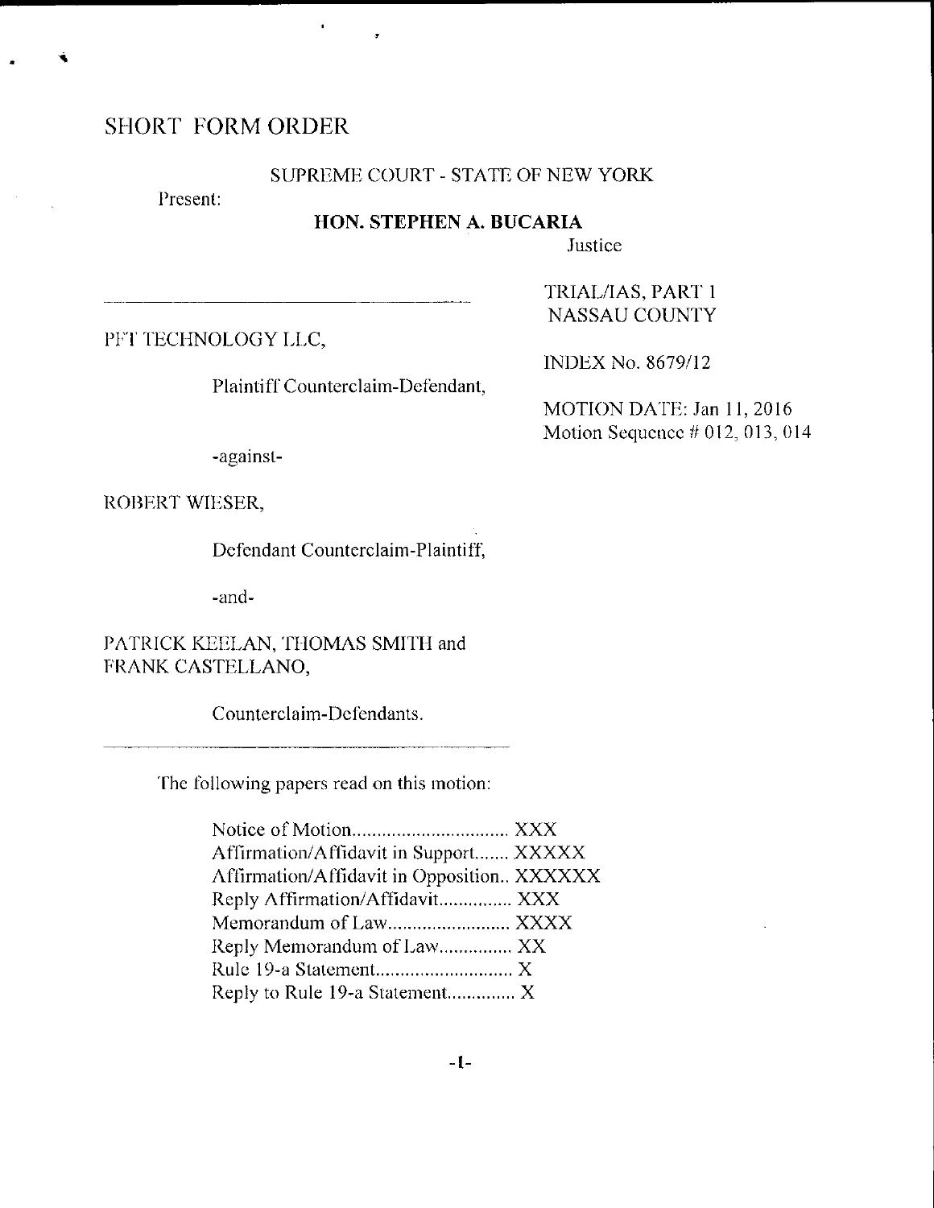# SHORT FORM ORDER

SUPREME COURT - STATE OF NEW YORK

Present:

**HON. STEPHEN A. BUCARIA**

Justice

TRIAL/IAS, PART 1
NASSAU COUNTY

PFT TECHNOLOGY LLC,

Plaintiff Counterclaim-Defendant,

INDEX No. 8679/12

MOTION DATE: Jan 11, 2016
Motion Sequence # 012, 013, 014

-against-

ROBERT WIESER,

Defendant Counterclaim-Plaintiff,

-and-

PATRICK KEELAN, THOMAS SMITH and
FRANK CASTELLANO,

Counterclaim-Defendants.

The following papers read on this motion:

Notice of Motion................................ XXX
Affirmation/Affidavit in Support....... XXXXX
Affirmation/Affidavit in Opposition.. XXXXXX
Reply Affirmation/Affidavit............... XXX
Memorandum of Law......................... XXXX
Reply Memorandum of Law............... XX
Rule 19-a Statement............................ X
Reply to Rule 19-a Statement.............. X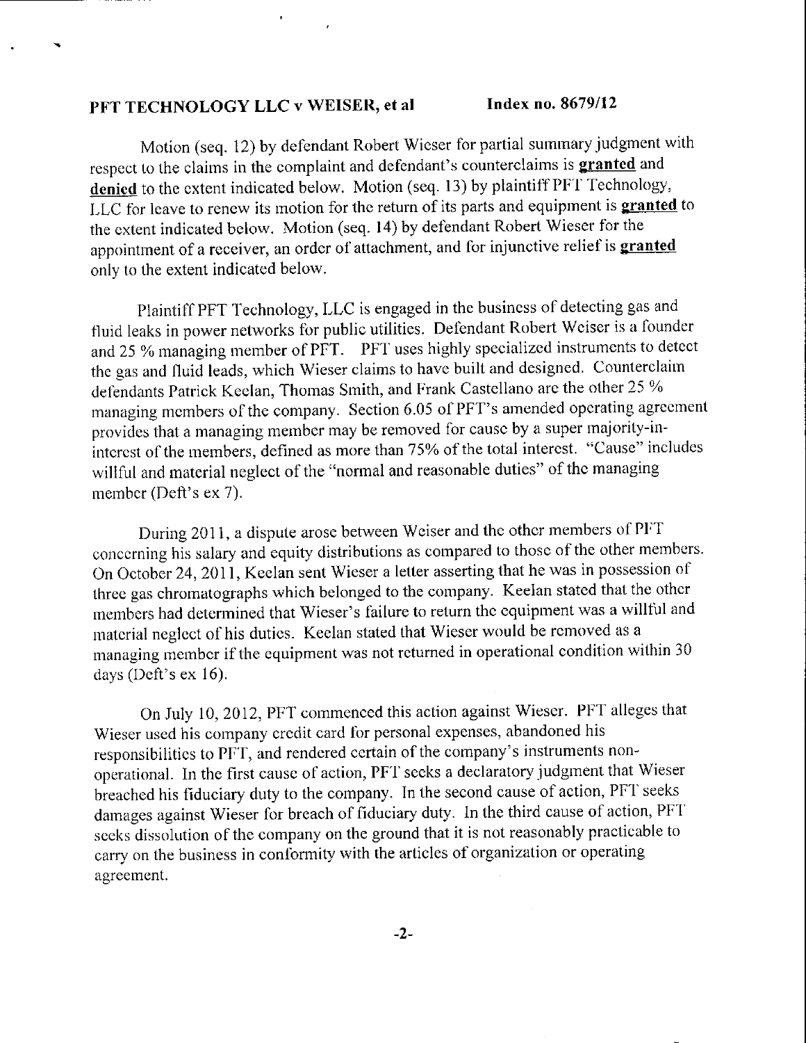**PFT TECHNOLOGY LLC v WEISER, et al** **Index no. 8679/12**

Motion (seq. 12) by defendant Robert Wieser for partial summary judgment with respect to the claims in the complaint and defendant's counterclaims is **granted** and **denied** to the extent indicated below. Motion (seq. 13) by plaintiff PFT Technology, LLC for leave to renew its motion for the return of its parts and equipment is **granted** to the extent indicated below. Motion (seq. 14) by defendant Robert Wieser for the appointment of a receiver, an order of attachment, and for injunctive relief is **granted** only to the extent indicated below.

Plaintiff PFT Technology, LLC is engaged in the business of detecting gas and fluid leaks in power networks for public utilities. Defendant Robert Weiser is a founder and 25 % managing member of PFT. PFT uses highly specialized instruments to detect the gas and fluid leads, which Wieser claims to have built and designed. Counterclaim defendants Patrick Keelan, Thomas Smith, and Frank Castellano are the other 25 % managing members of the company. Section 6.05 of PFT's amended operating agreement provides that a managing member may be removed for cause by a super majority-in-interest of the members, defined as more than 75% of the total interest. "Cause" includes willful and material neglect of the "normal and reasonable duties" of the managing member (Deft's ex 7).

During 2011, a dispute arose between Weiser and the other members of PFT concerning his salary and equity distributions as compared to those of the other members. On October 24, 2011, Keelan sent Wieser a letter asserting that he was in possession of three gas chromatographs which belonged to the company. Keelan stated that the other members had determined that Wieser's failure to return the equipment was a willful and material neglect of his duties. Keelan stated that Wieser would be removed as a managing member if the equipment was not returned in operational condition within 30 days (Deft's ex 16).

On July 10, 2012, PFT commenced this action against Wieser. PFT alleges that Wieser used his company credit card for personal expenses, abandoned his responsibilities to PFT, and rendered certain of the company's instruments non-operational. In the first cause of action, PFT seeks a declaratory judgment that Wieser breached his fiduciary duty to the company. In the second cause of action, PFT seeks damages against Wieser for breach of fiduciary duty. In the third cause of action, PFT seeks dissolution of the company on the ground that it is not reasonably practicable to carry on the business in conformity with the articles of organization or operating agreement.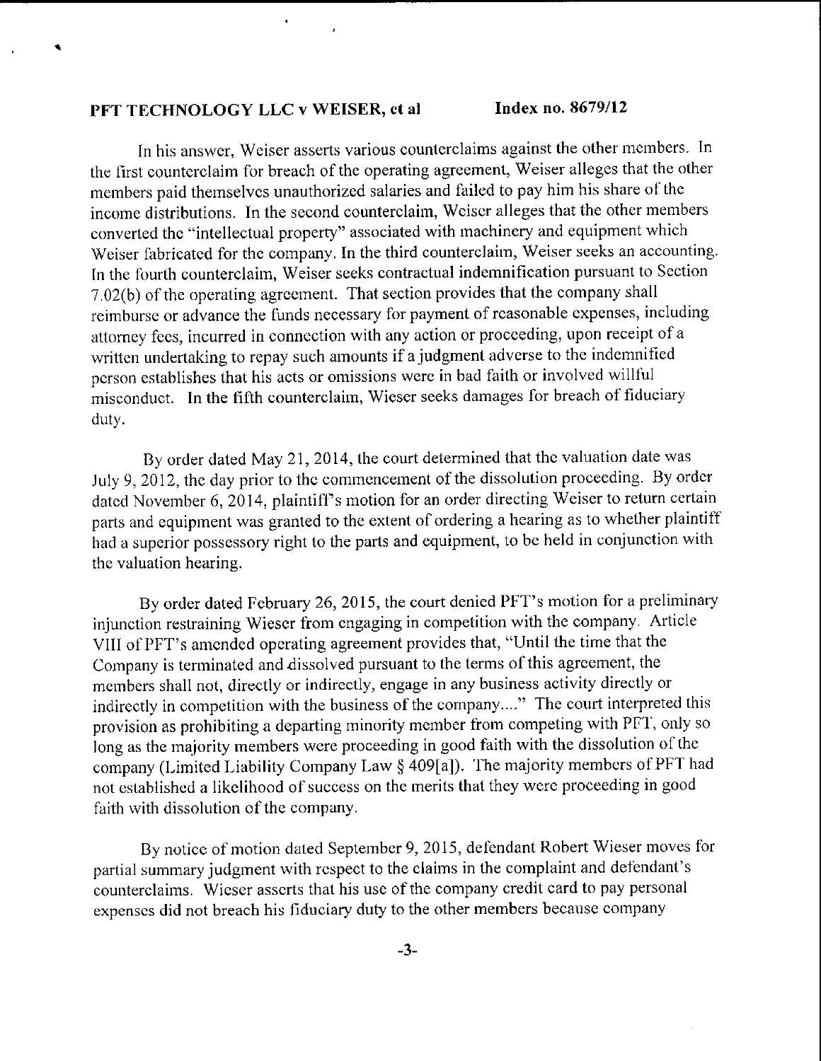In his answer, Weiser asserts various counterclaims against the other members. In the first counterclaim for breach of the operating agreement, Weiser alleges that the other members paid themselves unauthorized salaries and failed to pay him his share of the income distributions. In the second counterclaim, Weiser alleges that the other members converted the "intellectual property" associated with machinery and equipment which Weiser fabricated for the company. In the third counterclaim, Weiser seeks an accounting. In the fourth counterclaim, Weiser seeks contractual indemnification pursuant to Section 7.02(b) of the operating agreement. That section provides that the company shall reimburse or advance the funds necessary for payment of reasonable expenses, including attorney fees, incurred in connection with any action or proceeding, upon receipt of a written undertaking to repay such amounts if a judgment adverse to the indemnified person establishes that his acts or omissions were in bad faith or involved willful misconduct. In the fifth counterclaim, Wieser seeks damages for breach of fiduciary duty.

By order dated May 21, 2014, the court determined that the valuation date was July 9, 2012, the day prior to the commencement of the dissolution proceeding. By order dated November 6, 2014, plaintiff's motion for an order directing Weiser to return certain parts and equipment was granted to the extent of ordering a hearing as to whether plaintiff had a superior possessory right to the parts and equipment, to be held in conjunction with the valuation hearing.

By order dated February 26, 2015, the court denied PFT's motion for a preliminary injunction restraining Wieser from engaging in competition with the company. Article VIII of PFT's amended operating agreement provides that, "Until the time that the Company is terminated and dissolved pursuant to the terms of this agreement, the members shall not, directly or indirectly, engage in any business activity directly or indirectly in competition with the business of the company...." The court interpreted this provision as prohibiting a departing minority member from competing with PFT, only so long as the majority members were proceeding in good faith with the dissolution of the company (Limited Liability Company Law § 409[a]). The majority members of PFT had not established a likelihood of success on the merits that they were proceeding in good faith with dissolution of the company.

By notice of motion dated September 9, 2015, defendant Robert Wieser moves for partial summary judgment with respect to the claims in the complaint and defendant's counterclaims. Wieser asserts that his use of the company credit card to pay personal expenses did not breach his fiduciary duty to the other members because company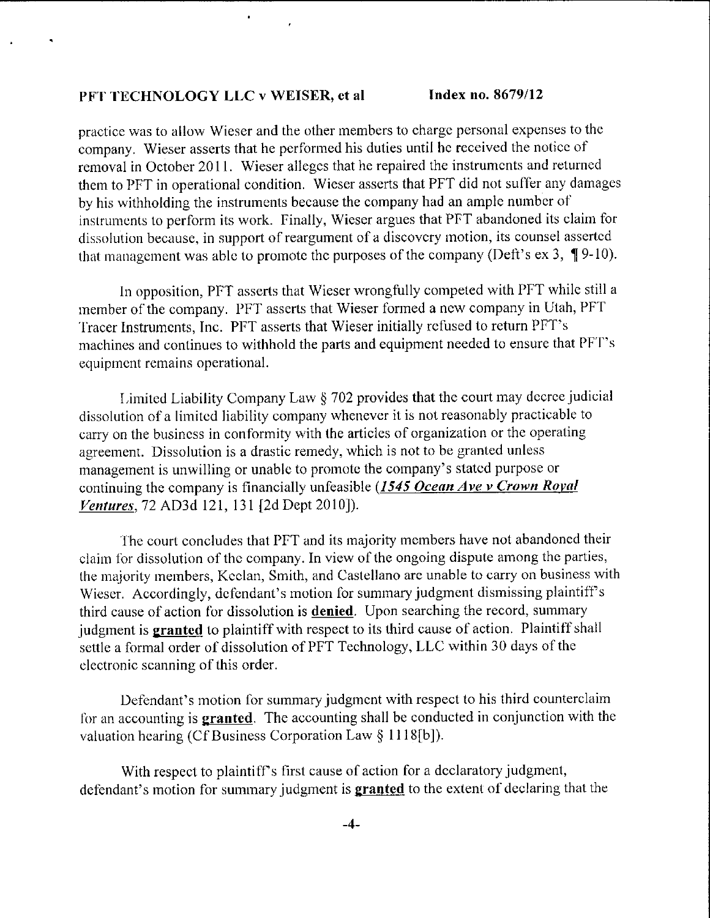practice was to allow Wieser and the other members to charge personal expenses to the company. Wieser asserts that he performed his duties until he received the notice of removal in October 2011. Wieser alleges that he repaired the instruments and returned them to PFT in operational condition. Wieser asserts that PFT did not suffer any damages by his withholding the instruments because the company had an ample number of instruments to perform its work. Finally, Wieser argues that PFT abandoned its claim for dissolution because, in support of reargument of a discovery motion, its counsel asserted that management was able to promote the purposes of the company (Deft's ex 3, ¶ 9-10).

In opposition, PFT asserts that Wieser wrongfully competed with PFT while still a member of the company. PFT asserts that Wieser formed a new company in Utah, PFT Tracer Instruments, Inc. PFT asserts that Wieser initially refused to return PFT's machines and continues to withhold the parts and equipment needed to ensure that PFT's equipment remains operational.

Limited Liability Company Law § 702 provides that the court may decree judicial dissolution of a limited liability company whenever it is not reasonably practicable to carry on the business in conformity with the articles of organization or the operating agreement. Dissolution is a drastic remedy, which is not to be granted unless management is unwilling or unable to promote the company's stated purpose or continuing the company is financially unfeasible (***1545 Ocean Ave v Crown Royal Ventures***, 72 AD3d 121, 131 [2d Dept 2010]).

The court concludes that PFT and its majority members have not abandoned their claim for dissolution of the company. In view of the ongoing dispute among the parties, the majority members, Keelan, Smith, and Castellano are unable to carry on business with Wieser. Accordingly, defendant's motion for summary judgment dismissing plaintiff's third cause of action for dissolution is **denied**. Upon searching the record, summary judgment is **granted** to plaintiff with respect to its third cause of action. Plaintiff shall settle a formal order of dissolution of PFT Technology, LLC within 30 days of the electronic scanning of this order.

Defendant's motion for summary judgment with respect to his third counterclaim for an accounting is **granted**. The accounting shall be conducted in conjunction with the valuation hearing (Cf Business Corporation Law § 1118[b]).

With respect to plaintiff's first cause of action for a declaratory judgment, defendant's motion for summary judgment is **granted** to the extent of declaring that the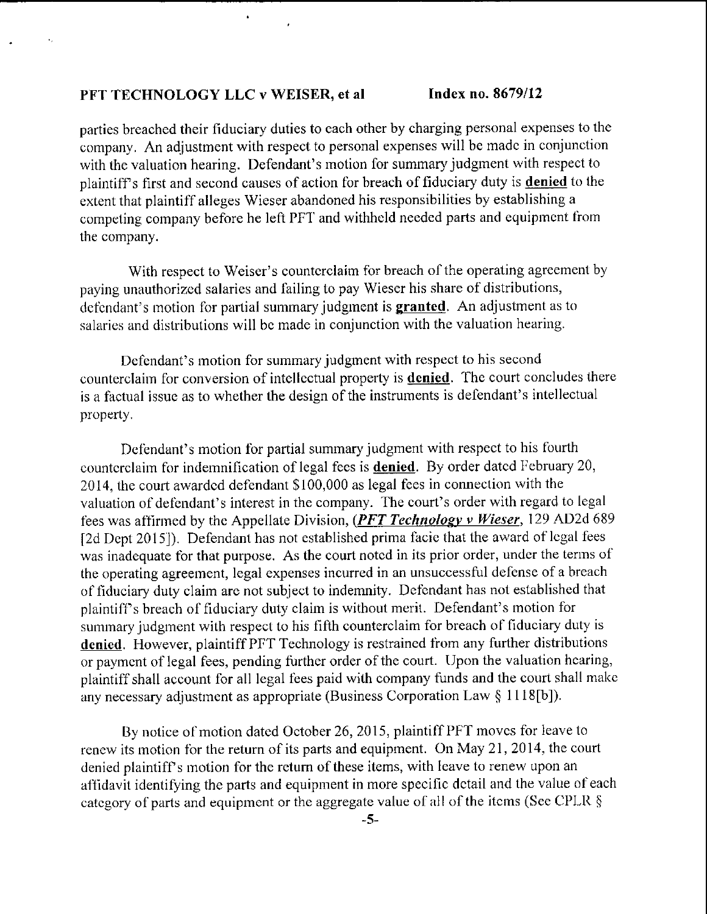parties breached their fiduciary duties to each other by charging personal expenses to the company. An adjustment with respect to personal expenses will be made in conjunction with the valuation hearing. Defendant's motion for summary judgment with respect to plaintiff's first and second causes of action for breach of fiduciary duty is **denied** to the extent that plaintiff alleges Wieser abandoned his responsibilities by establishing a competing company before he left PFT and withheld needed parts and equipment from the company.

With respect to Weiser's counterclaim for breach of the operating agreement by paying unauthorized salaries and failing to pay Wieser his share of distributions, defendant's motion for partial summary judgment is **granted**. An adjustment as to salaries and distributions will be made in conjunction with the valuation hearing.

Defendant's motion for summary judgment with respect to his second counterclaim for conversion of intellectual property is **denied**. The court concludes there is a factual issue as to whether the design of the instruments is defendant's intellectual property.

Defendant's motion for partial summary judgment with respect to his fourth counterclaim for indemnification of legal fees is **denied**. By order dated February 20, 2014, the court awarded defendant $100,000 as legal fees in connection with the valuation of defendant's interest in the company. The court's order with regard to legal fees was affirmed by the Appellate Division, (***PFT Technology v Wieser***, 129 AD2d 689 [2d Dept 2015]). Defendant has not established prima facie that the award of legal fees was inadequate for that purpose. As the court noted in its prior order, under the terms of the operating agreement, legal expenses incurred in an unsuccessful defense of a breach of fiduciary duty claim are not subject to indemnity. Defendant has not established that plaintiff's breach of fiduciary duty claim is without merit. Defendant's motion for summary judgment with respect to his fifth counterclaim for breach of fiduciary duty is **denied**. However, plaintiff PFT Technology is restrained from any further distributions or payment of legal fees, pending further order of the court. Upon the valuation hearing, plaintiff shall account for all legal fees paid with company funds and the court shall make any necessary adjustment as appropriate (Business Corporation Law § 1118[b]).

By notice of motion dated October 26, 2015, plaintiff PFT moves for leave to renew its motion for the return of its parts and equipment. On May 21, 2014, the court denied plaintiff's motion for the return of these items, with leave to renew upon an affidavit identifying the parts and equipment in more specific detail and the value of each category of parts and equipment or the aggregate value of all of the items (See CPLR §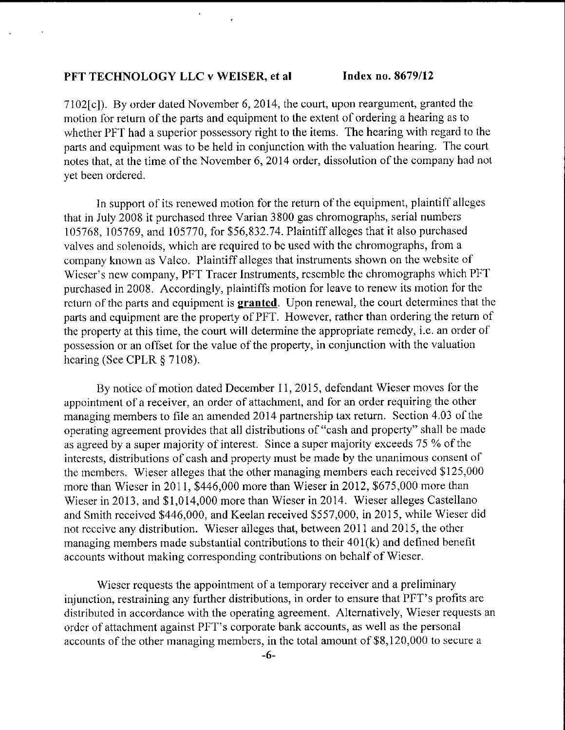7102[c]). By order dated November 6, 2014, the court, upon reargument, granted the motion for return of the parts and equipment to the extent of ordering a hearing as to whether PFT had a superior possessory right to the items. The hearing with regard to the parts and equipment was to be held in conjunction with the valuation hearing. The court notes that, at the time of the November 6, 2014 order, dissolution of the company had not yet been ordered.

In support of its renewed motion for the return of the equipment, plaintiff alleges that in July 2008 it purchased three Varian 3800 gas chromographs, serial numbers 105768, 105769, and 105770, for $56,832.74. Plaintiff alleges that it also purchased valves and solenoids, which are required to be used with the chromographs, from a company known as Valco. Plaintiff alleges that instruments shown on the website of Wieser's new company, PFT Tracer Instruments, resemble the chromographs which PFT purchased in 2008. Accordingly, plaintiffs motion for leave to renew its motion for the return of the parts and equipment is **granted**. Upon renewal, the court determines that the parts and equipment are the property of PFT. However, rather than ordering the return of the property at this time, the court will determine the appropriate remedy, i.e. an order of possession or an offset for the value of the property, in conjunction with the valuation hearing (See CPLR § 7108).

By notice of motion dated December 11, 2015, defendant Wieser moves for the appointment of a receiver, an order of attachment, and for an order requiring the other managing members to file an amended 2014 partnership tax return. Section 4.03 of the operating agreement provides that all distributions of "cash and property" shall be made as agreed by a super majority of interest. Since a super majority exceeds 75 % of the interests, distributions of cash and property must be made by the unanimous consent of the members. Wieser alleges that the other managing members each received $125,000 more than Wieser in 2011, $446,000 more than Wieser in 2012, $675,000 more than Wieser in 2013, and $1,014,000 more than Wieser in 2014. Wieser alleges Castellano and Smith received $446,000, and Keelan received $557,000, in 2015, while Wieser did not receive any distribution. Wieser alleges that, between 2011 and 2015, the other managing members made substantial contributions to their 401(k) and defined benefit accounts without making corresponding contributions on behalf of Wieser.

Wieser requests the appointment of a temporary receiver and a preliminary injunction, restraining any further distributions, in order to ensure that PFT's profits are distributed in accordance with the operating agreement. Alternatively, Wieser requests an order of attachment against PFT's corporate bank accounts, as well as the personal accounts of the other managing members, in the total amount of $8,120,000 to secure a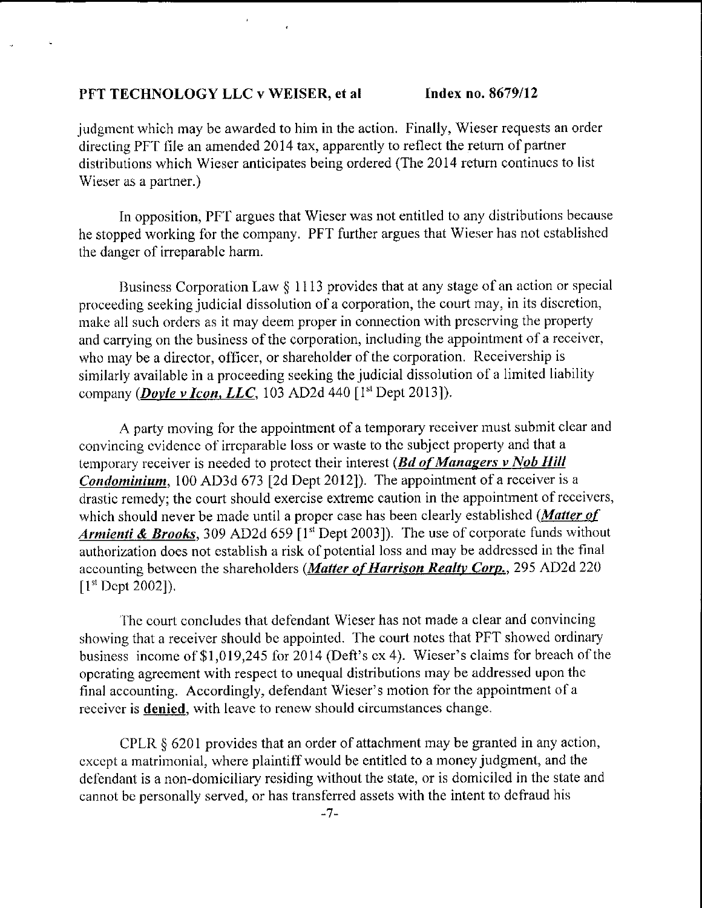judgment which may be awarded to him in the action. Finally, Wieser requests an order directing PFT file an amended 2014 tax, apparently to reflect the return of partner distributions which Wieser anticipates being ordered (The 2014 return continues to list Wieser as a partner.)

In opposition, PFT argues that Wieser was not entitled to any distributions because he stopped working for the company. PFT further argues that Wieser has not established the danger of irreparable harm.

Business Corporation Law § 1113 provides that at any stage of an action or special proceeding seeking judicial dissolution of a corporation, the court may, in its discretion, make all such orders as it may deem proper in connection with preserving the property and carrying on the business of the corporation, including the appointment of a receiver, who may be a director, officer, or shareholder of the corporation. Receivership is similarly available in a proceeding seeking the judicial dissolution of a limited liability company (***Doyle v Icon, LLC***, 103 AD2d 440 [1st Dept 2013]).

A party moving for the appointment of a temporary receiver must submit clear and convincing evidence of irreparable loss or waste to the subject property and that a temporary receiver is needed to protect their interest (***Bd of Managers v Nob Hill Condominium***, 100 AD3d 673 [2d Dept 2012]). The appointment of a receiver is a drastic remedy; the court should exercise extreme caution in the appointment of receivers, which should never be made until a proper case has been clearly established (***Matter of Armienti & Brooks***, 309 AD2d 659 [1st Dept 2003]). The use of corporate funds without authorization does not establish a risk of potential loss and may be addressed in the final accounting between the shareholders (***Matter of Harrison Realty Corp.***, 295 AD2d 220 [1st Dept 2002]).

The court concludes that defendant Wieser has not made a clear and convincing showing that a receiver should be appointed. The court notes that PFT showed ordinary business income of $1,019,245 for 2014 (Deft's ex 4). Wieser's claims for breach of the operating agreement with respect to unequal distributions may be addressed upon the final accounting. Accordingly, defendant Wieser's motion for the appointment of a receiver is **denied**, with leave to renew should circumstances change.

CPLR § 6201 provides that an order of attachment may be granted in any action, except a matrimonial, where plaintiff would be entitled to a money judgment, and the defendant is a non-domiciliary residing without the state, or is domiciled in the state and cannot be personally served, or has transferred assets with the intent to defraud his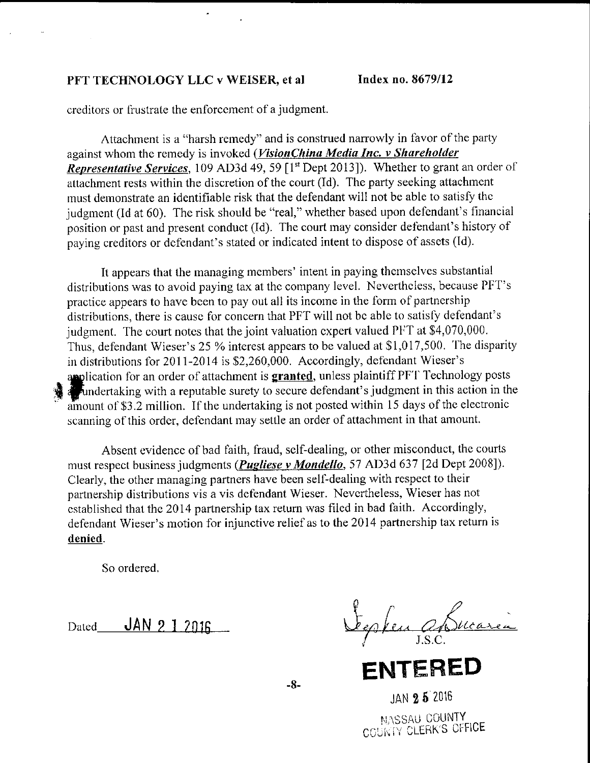creditors or frustrate the enforcement of a judgment.

Attachment is a "harsh remedy" and is construed narrowly in favor of the party against whom the remedy is invoked (***VisionChina Media Inc. v Shareholder Representative Services***, 109 AD3d 49, 59 [1st Dept 2013]). Whether to grant an order of attachment rests within the discretion of the court (Id). The party seeking attachment must demonstrate an identifiable risk that the defendant will not be able to satisfy the judgment (Id at 60). The risk should be "real," whether based upon defendant's financial position or past and present conduct (Id). The court may consider defendant's history of paying creditors or defendant's stated or indicated intent to dispose of assets (Id).

It appears that the managing members' intent in paying themselves substantial distributions was to avoid paying tax at the company level. Nevertheless, because PFT's practice appears to have been to pay out all its income in the form of partnership distributions, there is cause for concern that PFT will not be able to satisfy defendant's judgment. The court notes that the joint valuation expert valued PFT at $4,070,000. Thus, defendant Wieser's 25 % interest appears to be valued at $1,017,500. The disparity in distributions for 2011-2014 is $2,260,000. Accordingly, defendant Wieser's application for an order of attachment is **granted**, unless plaintiff PFT Technology posts an undertaking with a reputable surety to secure defendant's judgment in this action in the amount of $3.2 million. If the undertaking is not posted within 15 days of the electronic scanning of this order, defendant may settle an order of attachment in that amount.

Absent evidence of bad faith, fraud, self-dealing, or other misconduct, the courts must respect business judgments (***Pugliese v Mondello***, 57 AD3d 637 [2d Dept 2008]). Clearly, the other managing partners have been self-dealing with respect to their partnership distributions vis a vis defendant Wieser. Nevertheless, Wieser has not established that the 2014 partnership tax return was filed in bad faith. Accordingly, defendant Wieser's motion for injunctive relief as to the 2014 partnership tax return is **denied**.

So ordered.

Dated JAN 2 1 2016

Stephen A. Bucaria
J.S.C.

**ENTERED**

JAN 2 5 2016

NASSAU COUNTY
COUNTY CLERK'S OFFICE